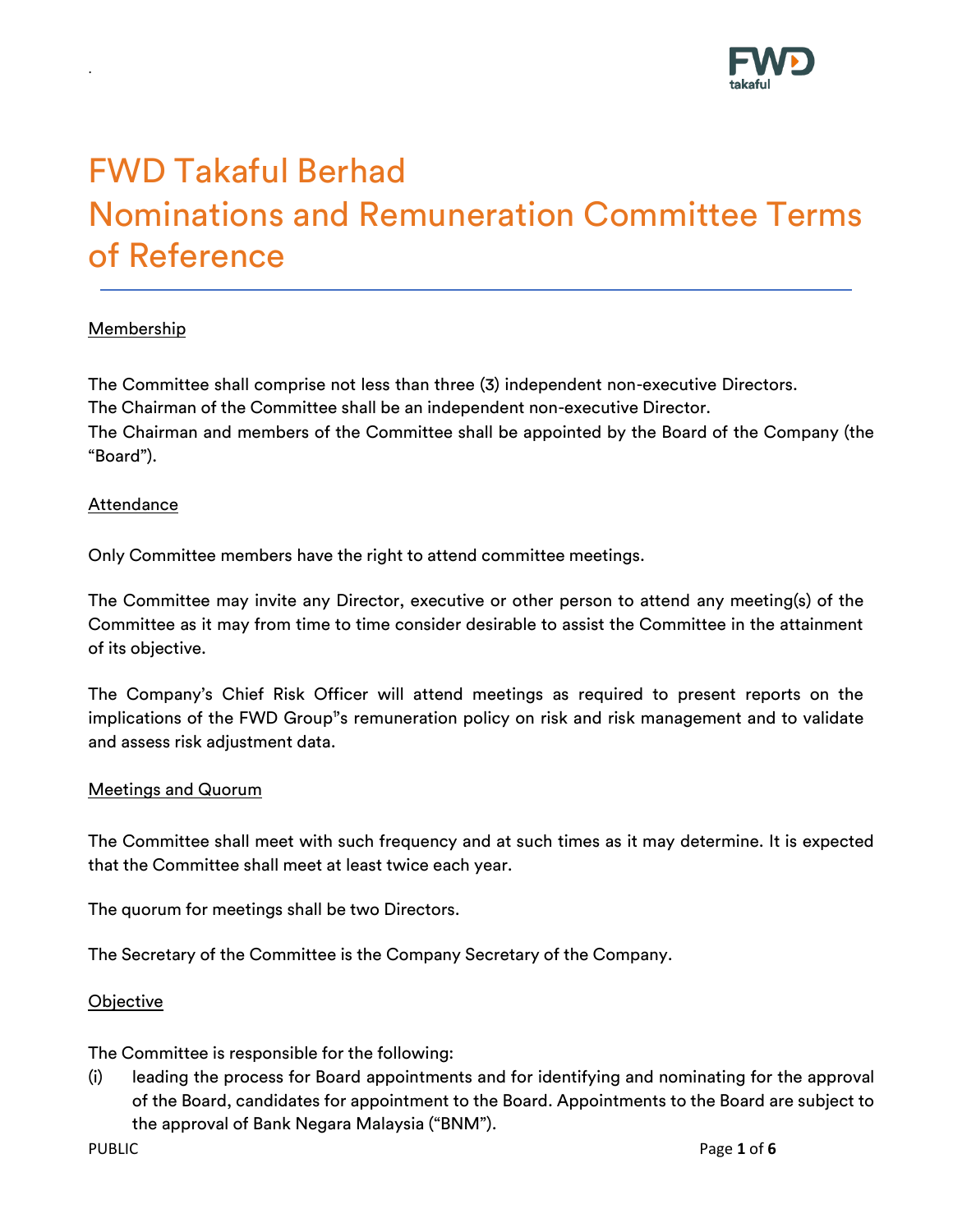# FWD Takaful Berhad
# Nominations and Remuneration Committee Terms of Reference

## Membership

The Committee shall comprise not less than three (3) independent non-executive Directors.
The Chairman of the Committee shall be an independent non-executive Director.
The Chairman and members of the Committee shall be appointed by the Board of the Company (the "Board").

## Attendance

Only Committee members have the right to attend committee meetings.

The Committee may invite any Director, executive or other person to attend any meeting(s) of the Committee as it may from time to time consider desirable to assist the Committee in the attainment of its objective.

The Company's Chief Risk Officer will attend meetings as required to present reports on the implications of the FWD Group"s remuneration policy on risk and risk management and to validate and assess risk adjustment data.

## Meetings and Quorum

The Committee shall meet with such frequency and at such times as it may determine. It is expected that the Committee shall meet at least twice each year.

The quorum for meetings shall be two Directors.

The Secretary of the Committee is the Company Secretary of the Company.

## Objective

The Committee is responsible for the following:

(i) leading the process for Board appointments and for identifying and nominating for the approval of the Board, candidates for appointment to the Board. Appointments to the Board are subject to the approval of Bank Negara Malaysia ("BNM").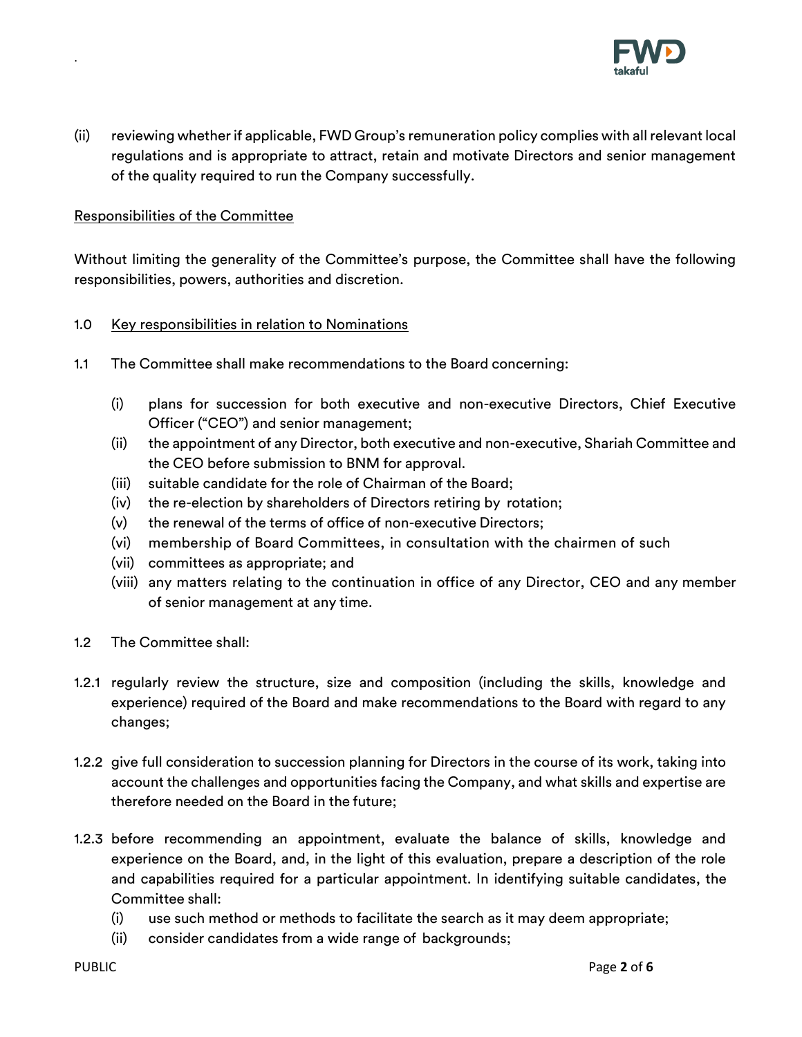(ii) reviewing whether if applicable, FWD Group's remuneration policy complies with all relevant local regulations and is appropriate to attract, retain and motivate Directors and senior management of the quality required to run the Company successfully.

Responsibilities of the Committee

Without limiting the generality of the Committee's purpose, the Committee shall have the following responsibilities, powers, authorities and discretion.

1.0 Key responsibilities in relation to Nominations

1.1 The Committee shall make recommendations to the Board concerning:

(i) plans for succession for both executive and non-executive Directors, Chief Executive Officer ("CEO") and senior management;
(ii) the appointment of any Director, both executive and non-executive, Shariah Committee and the CEO before submission to BNM for approval.
(iii) suitable candidate for the role of Chairman of the Board;
(iv) the re-election by shareholders of Directors retiring by rotation;
(v) the renewal of the terms of office of non-executive Directors;
(vi) membership of Board Committees, in consultation with the chairmen of such
(vii) committees as appropriate; and
(viii) any matters relating to the continuation in office of any Director, CEO and any member of senior management at any time.

1.2 The Committee shall:

1.2.1 regularly review the structure, size and composition (including the skills, knowledge and experience) required of the Board and make recommendations to the Board with regard to any changes;

1.2.2 give full consideration to succession planning for Directors in the course of its work, taking into account the challenges and opportunities facing the Company, and what skills and expertise are therefore needed on the Board in the future;

1.2.3 before recommending an appointment, evaluate the balance of skills, knowledge and experience on the Board, and, in the light of this evaluation, prepare a description of the role and capabilities required for a particular appointment. In identifying suitable candidates, the Committee shall:

(i) use such method or methods to facilitate the search as it may deem appropriate;
(ii) consider candidates from a wide range of backgrounds;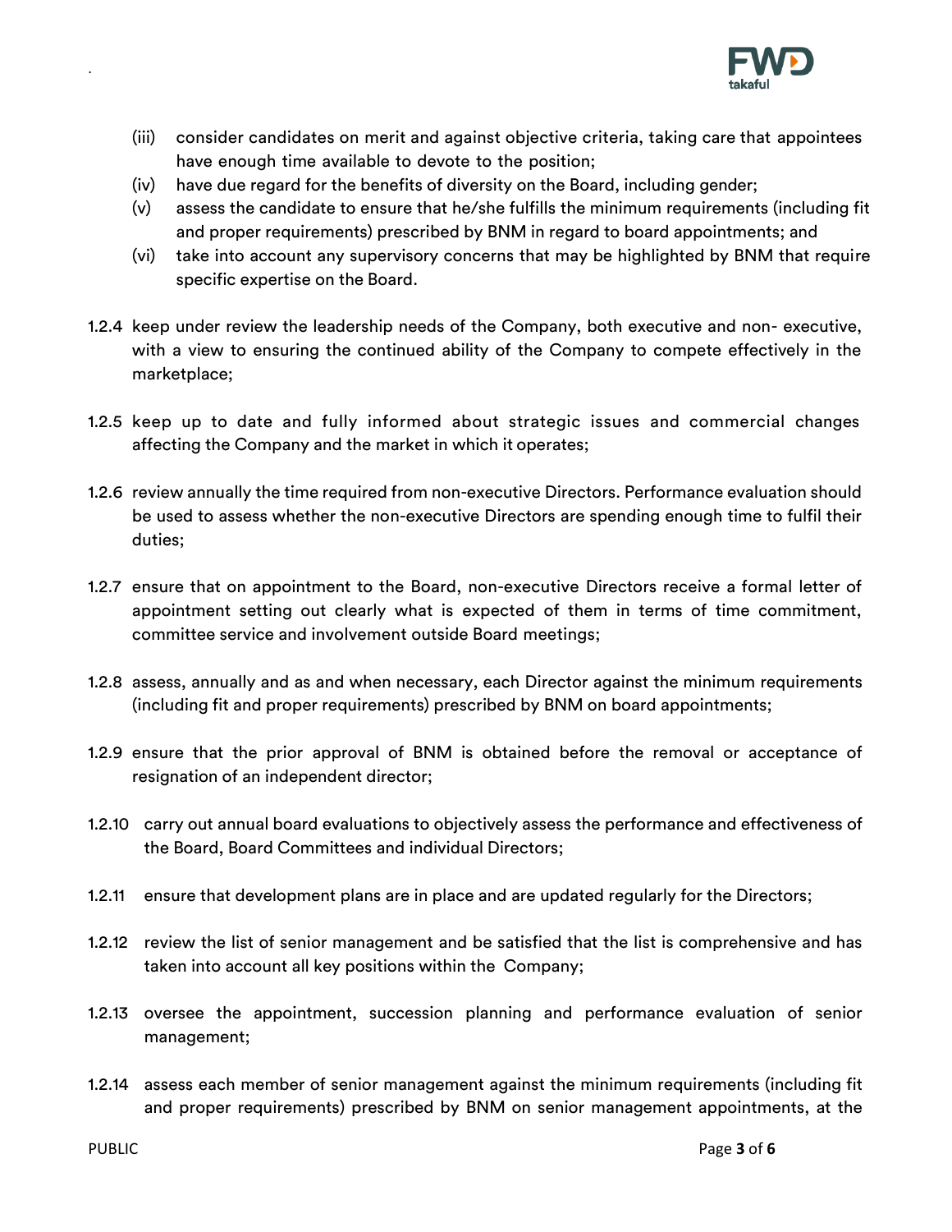(iii) consider candidates on merit and against objective criteria, taking care that appointees have enough time available to devote to the position;

(iv) have due regard for the benefits of diversity on the Board, including gender;

(v) assess the candidate to ensure that he/she fulfills the minimum requirements (including fit and proper requirements) prescribed by BNM in regard to board appointments; and

(vi) take into account any supervisory concerns that may be highlighted by BNM that require specific expertise on the Board.

1.2.4 keep under review the leadership needs of the Company, both executive and non- executive, with a view to ensuring the continued ability of the Company to compete effectively in the marketplace;

1.2.5 keep up to date and fully informed about strategic issues and commercial changes affecting the Company and the market in which it operates;

1.2.6 review annually the time required from non-executive Directors. Performance evaluation should be used to assess whether the non-executive Directors are spending enough time to fulfil their duties;

1.2.7 ensure that on appointment to the Board, non-executive Directors receive a formal letter of appointment setting out clearly what is expected of them in terms of time commitment, committee service and involvement outside Board meetings;

1.2.8 assess, annually and as and when necessary, each Director against the minimum requirements (including fit and proper requirements) prescribed by BNM on board appointments;

1.2.9 ensure that the prior approval of BNM is obtained before the removal or acceptance of resignation of an independent director;

1.2.10 carry out annual board evaluations to objectively assess the performance and effectiveness of the Board, Board Committees and individual Directors;

1.2.11 ensure that development plans are in place and are updated regularly for the Directors;

1.2.12 review the list of senior management and be satisfied that the list is comprehensive and has taken into account all key positions within the Company;

1.2.13 oversee the appointment, succession planning and performance evaluation of senior management;

1.2.14 assess each member of senior management against the minimum requirements (including fit and proper requirements) prescribed by BNM on senior management appointments, at the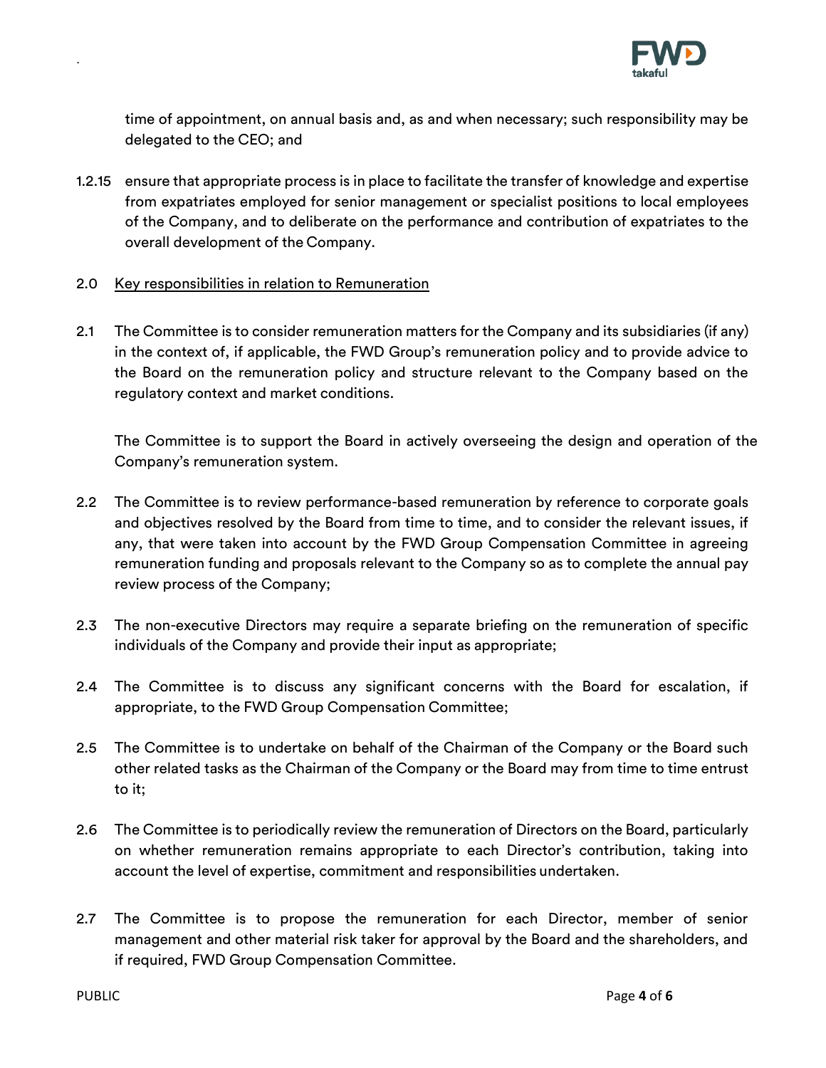time of appointment, on annual basis and, as and when necessary; such responsibility may be delegated to the CEO; and

1.2.15 ensure that appropriate process is in place to facilitate the transfer of knowledge and expertise from expatriates employed for senior management or specialist positions to local employees of the Company, and to deliberate on the performance and contribution of expatriates to the overall development of the Company.

2.0 <u>Key responsibilities in relation to Remuneration</u>

2.1 The Committee is to consider remuneration matters for the Company and its subsidiaries (if any) in the context of, if applicable, the FWD Group's remuneration policy and to provide advice to the Board on the remuneration policy and structure relevant to the Company based on the regulatory context and market conditions.

The Committee is to support the Board in actively overseeing the design and operation of the Company's remuneration system.

2.2 The Committee is to review performance-based remuneration by reference to corporate goals and objectives resolved by the Board from time to time, and to consider the relevant issues, if any, that were taken into account by the FWD Group Compensation Committee in agreeing remuneration funding and proposals relevant to the Company so as to complete the annual pay review process of the Company;

2.3 The non-executive Directors may require a separate briefing on the remuneration of specific individuals of the Company and provide their input as appropriate;

2.4 The Committee is to discuss any significant concerns with the Board for escalation, if appropriate, to the FWD Group Compensation Committee;

2.5 The Committee is to undertake on behalf of the Chairman of the Company or the Board such other related tasks as the Chairman of the Company or the Board may from time to time entrust to it;

2.6 The Committee is to periodically review the remuneration of Directors on the Board, particularly on whether remuneration remains appropriate to each Director's contribution, taking into account the level of expertise, commitment and responsibilities undertaken.

2.7 The Committee is to propose the remuneration for each Director, member of senior management and other material risk taker for approval by the Board and the shareholders, and if required, FWD Group Compensation Committee.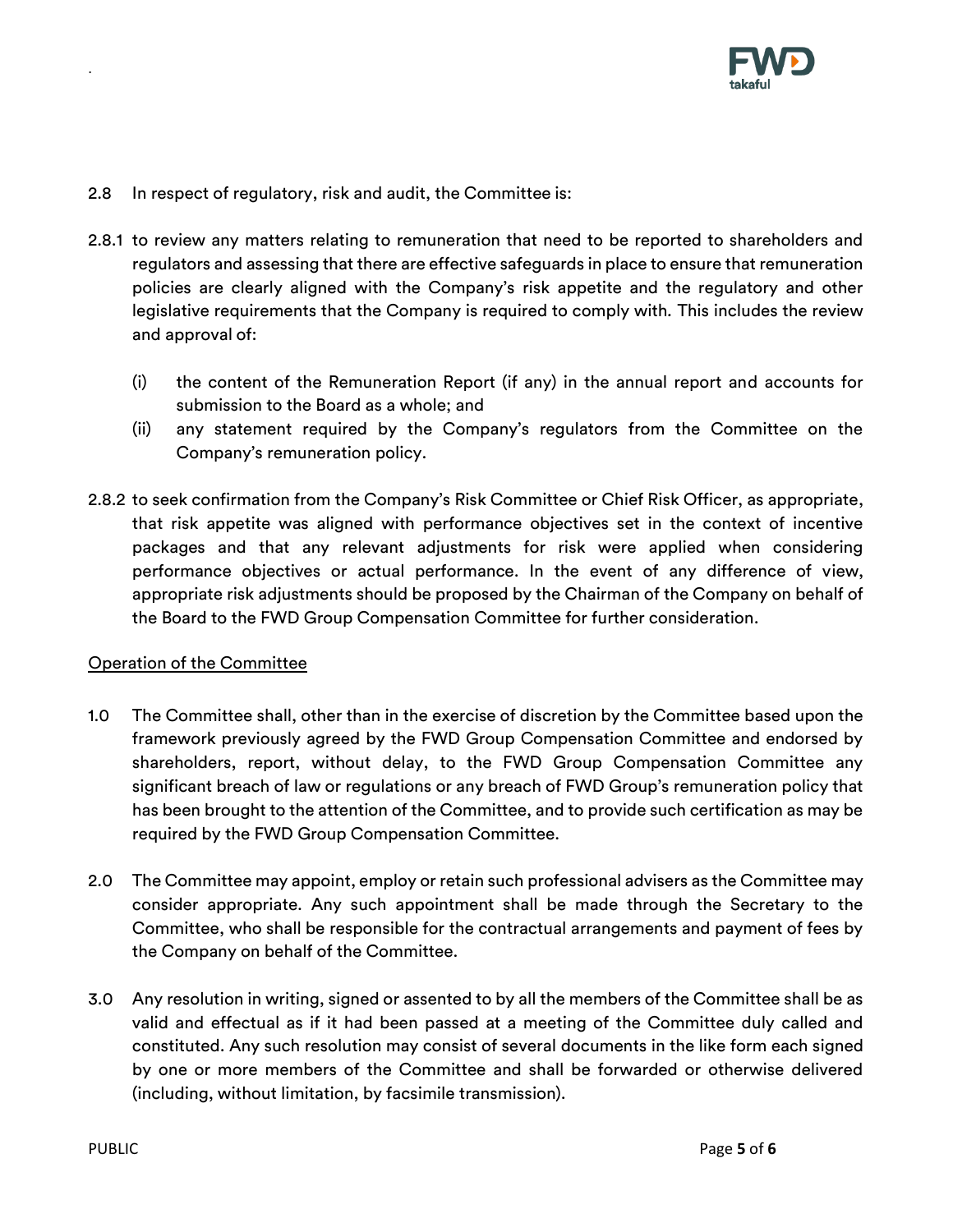2.8 In respect of regulatory, risk and audit, the Committee is:

2.8.1 to review any matters relating to remuneration that need to be reported to shareholders and regulators and assessing that there are effective safeguards in place to ensure that remuneration policies are clearly aligned with the Company's risk appetite and the regulatory and other legislative requirements that the Company is required to comply with. This includes the review and approval of:

(i) the content of the Remuneration Report (if any) in the annual report and accounts for submission to the Board as a whole; and

(ii) any statement required by the Company's regulators from the Committee on the Company's remuneration policy.

2.8.2 to seek confirmation from the Company's Risk Committee or Chief Risk Officer, as appropriate, that risk appetite was aligned with performance objectives set in the context of incentive packages and that any relevant adjustments for risk were applied when considering performance objectives or actual performance. In the event of any difference of view, appropriate risk adjustments should be proposed by the Chairman of the Company on behalf of the Board to the FWD Group Compensation Committee for further consideration.

<u>Operation of the Committee</u>

1.0 The Committee shall, other than in the exercise of discretion by the Committee based upon the framework previously agreed by the FWD Group Compensation Committee and endorsed by shareholders, report, without delay, to the FWD Group Compensation Committee any significant breach of law or regulations or any breach of FWD Group's remuneration policy that has been brought to the attention of the Committee, and to provide such certification as may be required by the FWD Group Compensation Committee.

2.0 The Committee may appoint, employ or retain such professional advisers as the Committee may consider appropriate. Any such appointment shall be made through the Secretary to the Committee, who shall be responsible for the contractual arrangements and payment of fees by the Company on behalf of the Committee.

3.0 Any resolution in writing, signed or assented to by all the members of the Committee shall be as valid and effectual as if it had been passed at a meeting of the Committee duly called and constituted. Any such resolution may consist of several documents in the like form each signed by one or more members of the Committee and shall be forwarded or otherwise delivered (including, without limitation, by facsimile transmission).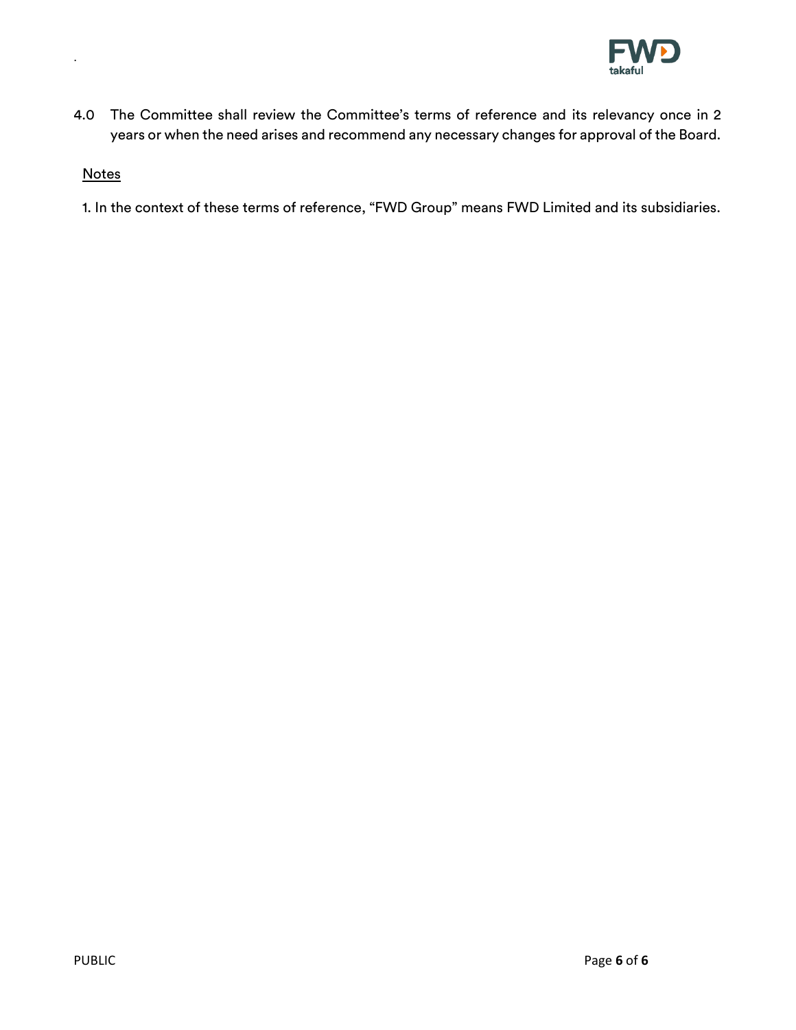4.0 The Committee shall review the Committee's terms of reference and its relevancy once in 2 years or when the need arises and recommend any necessary changes for approval of the Board.

Notes

1. In the context of these terms of reference, "FWD Group" means FWD Limited and its subsidiaries.